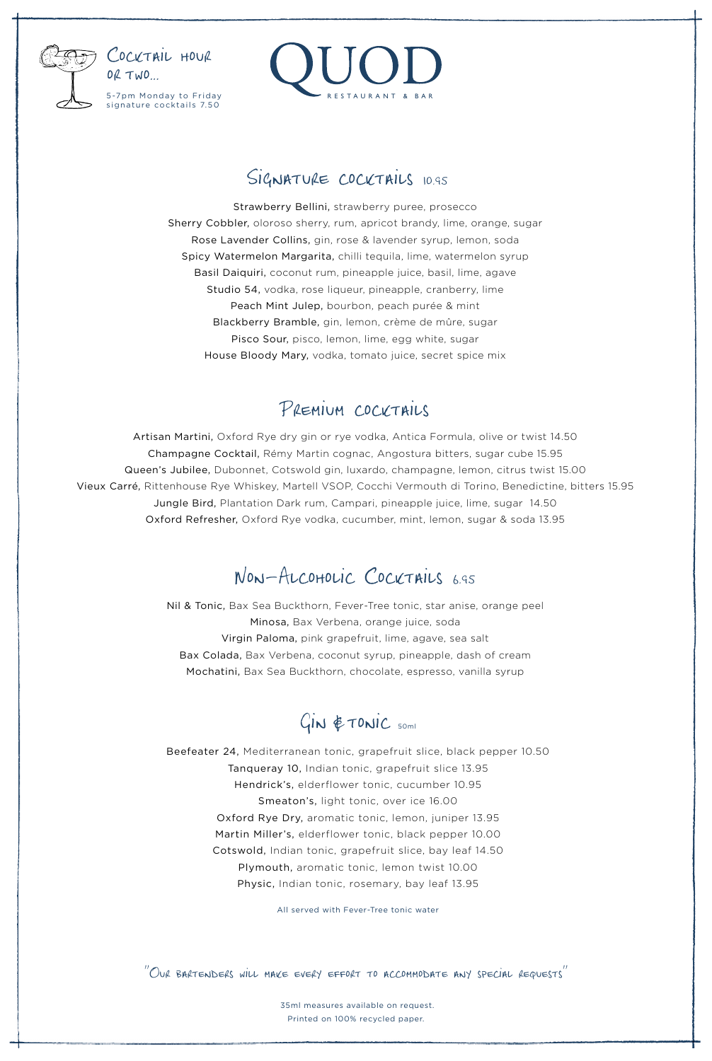Cocktail hour or two...

5-7pm Monday to Friday
signature cocktails 7.50

# QUOD

RESTAURANT & BAR

## Signature cocktails 10.95

**Strawberry Bellini,** strawberry puree, prosecco

**Sherry Cobbler,** oloroso sherry, rum, apricot brandy, lime, orange, sugar

**Rose Lavender Collins,** gin, rose & lavender syrup, lemon, soda

**Spicy Watermelon Margarita,** chilli tequila, lime, watermelon syrup

**Basil Daiquiri,** coconut rum, pineapple juice, basil, lime, agave

**Studio 54,** vodka, rose liqueur, pineapple, cranberry, lime

**Peach Mint Julep,** bourbon, peach purée & mint

**Blackberry Bramble,** gin, lemon, crème de mûre, sugar

**Pisco Sour,** pisco, lemon, lime, egg white, sugar

**House Bloody Mary,** vodka, tomato juice, secret spice mix

## Premium cocktails

**Artisan Martini,** Oxford Rye dry gin or rye vodka, Antica Formula, olive or twist 14.50

**Champagne Cocktail,** Rémy Martin cognac, Angostura bitters, sugar cube 15.95

**Queen's Jubilee,** Dubonnet, Cotswold gin, luxardo, champagne, lemon, citrus twist 15.00

**Vieux Carré,** Rittenhouse Rye Whiskey, Martell VSOP, Cocchi Vermouth di Torino, Benedictine, bitters 15.95

**Jungle Bird,** Plantation Dark rum, Campari, pineapple juice, lime, sugar 14.50

**Oxford Refresher,** Oxford Rye vodka, cucumber, mint, lemon, sugar & soda 13.95

## Non-Alcoholic Cocktails 6.95

**Nil & Tonic,** Bax Sea Buckthorn, Fever-Tree tonic, star anise, orange peel

**Minosa,** Bax Verbena, orange juice, soda

**Virgin Paloma,** pink grapefruit, lime, agave, sea salt

**Bax Colada,** Bax Verbena, coconut syrup, pineapple, dash of cream

**Mochatini,** Bax Sea Buckthorn, chocolate, espresso, vanilla syrup

## Gin & Tonic 50ml

**Beefeater 24,** Mediterranean tonic, grapefruit slice, black pepper 10.50

**Tanqueray 10,** Indian tonic, grapefruit slice 13.95

**Hendrick's,** elderflower tonic, cucumber 10.95

**Smeaton's,** light tonic, over ice 16.00

**Oxford Rye Dry,** aromatic tonic, lemon, juniper 13.95

**Martin Miller's,** elderflower tonic, black pepper 10.00

**Cotswold,** Indian tonic, grapefruit slice, bay leaf 14.50

**Plymouth,** aromatic tonic, lemon twist 10.00

**Physic,** Indian tonic, rosemary, bay leaf 13.95

All served with Fever-Tree tonic water

"Our bartenders will make every effort to accommodate any special requests"

35ml measures available on request.
Printed on 100% recycled paper.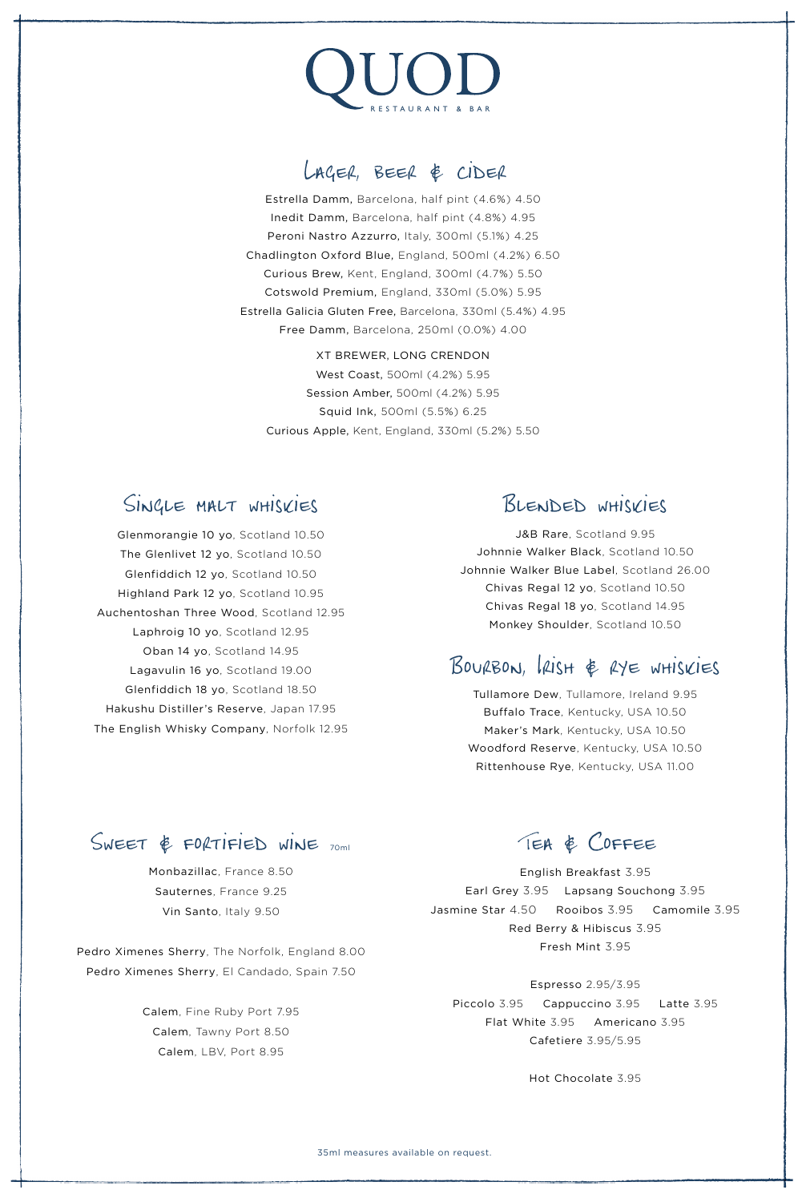# QUOD

RESTAURANT & BAR

## Lager, Beer & Cider

Estrella Damm, Barcelona, half pint (4.6%) 4.50
Inedit Damm, Barcelona, half pint (4.8%) 4.95
Peroni Nastro Azzurro, Italy, 300ml (5.1%) 4.25
Chadlington Oxford Blue, England, 500ml (4.2%) 6.50
Curious Brew, Kent, England, 300ml (4.7%) 5.50
Cotswold Premium, England, 330ml (5.0%) 5.95
Estrella Galicia Gluten Free, Barcelona, 330ml (5.4%) 4.95
Free Damm, Barcelona, 250ml (0.0%) 4.00

XT BREWER, LONG CRENDON
West Coast, 500ml (4.2%) 5.95
Session Amber, 500ml (4.2%) 5.95
Squid Ink, 500ml (5.5%) 6.25
Curious Apple, Kent, England, 330ml (5.2%) 5.50

## Single Malt Whiskies

Glenmorangie 10 yo, Scotland 10.50
The Glenlivet 12 yo, Scotland 10.50
Glenfiddich 12 yo, Scotland 10.50
Highland Park 12 yo, Scotland 10.95
Auchentoshan Three Wood, Scotland 12.95
Laphroig 10 yo, Scotland 12.95
Oban 14 yo, Scotland 14.95
Lagavulin 16 yo, Scotland 19.00
Glenfiddich 18 yo, Scotland 18.50
Hakushu Distiller's Reserve, Japan 17.95
The English Whisky Company, Norfolk 12.95

## Blended Whiskies

J&B Rare, Scotland 9.95
Johnnie Walker Black, Scotland 10.50
Johnnie Walker Blue Label, Scotland 26.00
Chivas Regal 12 yo, Scotland 10.50
Chivas Regal 18 yo, Scotland 14.95
Monkey Shoulder, Scotland 10.50

## Bourbon, Irish & Rye Whiskies

Tullamore Dew, Tullamore, Ireland 9.95
Buffalo Trace, Kentucky, USA 10.50
Maker's Mark, Kentucky, USA 10.50
Woodford Reserve, Kentucky, USA 10.50
Rittenhouse Rye, Kentucky, USA 11.00

## Sweet & Fortified Wine 70ml

Monbazillac, France 8.50
Sauternes, France 9.25
Vin Santo, Italy 9.50

Pedro Ximenes Sherry, The Norfolk, England 8.00
Pedro Ximenes Sherry, El Candado, Spain 7.50

Calem, Fine Ruby Port 7.95
Calem, Tawny Port 8.50
Calem, LBV, Port 8.95

## Tea & Coffee

English Breakfast 3.95
Earl Grey 3.95 Lapsang Souchong 3.95
Jasmine Star 4.50 Rooibos 3.95 Camomile 3.95
Red Berry & Hibiscus 3.95
Fresh Mint 3.95

Espresso 2.95/3.95
Piccolo 3.95 Cappuccino 3.95 Latte 3.95
Flat White 3.95 Americano 3.95
Cafetiere 3.95/5.95

Hot Chocolate 3.95

35ml measures available on request.